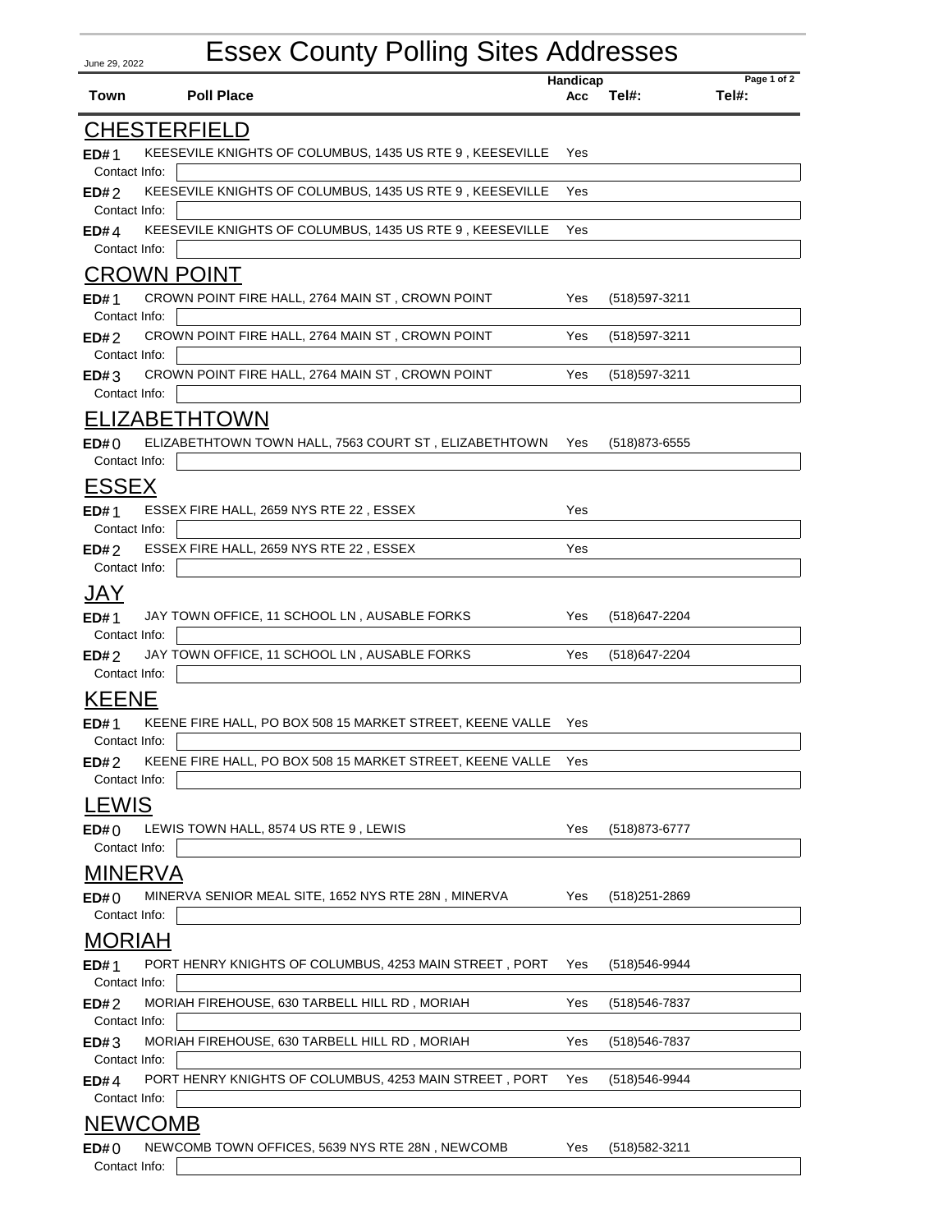June 29, 2022

# Essex County Polling Sites Addresses

| Town | Poll Place | Handicap Acc | Tel#: | Tel#: |
|---|---|---|---|---|

## CHESTERFIELD

| ED# | Poll Place | Handicap Acc | Tel#: | Tel#: |
|---|---|---|---|---|
| ED# 1 | KEESEVILE KNIGHTS OF COLUMBUS, 1435 US RTE 9 , KEESEVILLE | Yes | | |
| Contact Info: | | | | |
| ED# 2 | KEESEVILE KNIGHTS OF COLUMBUS, 1435 US RTE 9 , KEESEVILLE | Yes | | |
| Contact Info: | | | | |
| ED# 4 | KEESEVILE KNIGHTS OF COLUMBUS, 1435 US RTE 9 , KEESEVILLE | Yes | | |
| Contact Info: | | | | |

## CROWN POINT

| ED# | Poll Place | Handicap Acc | Tel#: | Tel#: |
|---|---|---|---|---|
| ED# 1 | CROWN POINT FIRE HALL, 2764 MAIN ST , CROWN POINT | Yes | (518)597-3211 | |
| Contact Info: | | | | |
| ED# 2 | CROWN POINT FIRE HALL, 2764 MAIN ST , CROWN POINT | Yes | (518)597-3211 | |
| Contact Info: | | | | |
| ED# 3 | CROWN POINT FIRE HALL, 2764 MAIN ST , CROWN POINT | Yes | (518)597-3211 | |
| Contact Info: | | | | |

## ELIZABETHTOWN

| ED# | Poll Place | Handicap Acc | Tel#: | Tel#: |
|---|---|---|---|---|
| ED# 0 | ELIZABETHTOWN TOWN HALL, 7563 COURT ST , ELIZABETHTOWN | Yes | (518)873-6555 | |
| Contact Info: | | | | |

## ESSEX

| ED# | Poll Place | Handicap Acc | Tel#: | Tel#: |
|---|---|---|---|---|
| ED# 1 | ESSEX FIRE HALL, 2659 NYS RTE 22 , ESSEX | Yes | | |
| Contact Info: | | | | |
| ED# 2 | ESSEX FIRE HALL, 2659 NYS RTE 22 , ESSEX | Yes | | |
| Contact Info: | | | | |

## JAY

| ED# | Poll Place | Handicap Acc | Tel#: | Tel#: |
|---|---|---|---|---|
| ED# 1 | JAY TOWN OFFICE, 11 SCHOOL LN , AUSABLE FORKS | Yes | (518)647-2204 | |
| Contact Info: | | | | |
| ED# 2 | JAY TOWN OFFICE, 11 SCHOOL LN , AUSABLE FORKS | Yes | (518)647-2204 | |
| Contact Info: | | | | |

## KEENE

| ED# | Poll Place | Handicap Acc | Tel#: | Tel#: |
|---|---|---|---|---|
| ED# 1 | KEENE FIRE HALL, PO BOX 508 15 MARKET STREET, KEENE VALLE | Yes | | |
| Contact Info: | | | | |
| ED# 2 | KEENE FIRE HALL, PO BOX 508 15 MARKET STREET, KEENE VALLE | Yes | | |
| Contact Info: | | | | |

## LEWIS

| ED# | Poll Place | Handicap Acc | Tel#: | Tel#: |
|---|---|---|---|---|
| ED# 0 | LEWIS TOWN HALL, 8574 US RTE 9 , LEWIS | Yes | (518)873-6777 | |
| Contact Info: | | | | |

## MINERVA

| ED# | Poll Place | Handicap Acc | Tel#: | Tel#: |
|---|---|---|---|---|
| ED# 0 | MINERVA SENIOR MEAL SITE, 1652 NYS RTE 28N , MINERVA | Yes | (518)251-2869 | |
| Contact Info: | | | | |

## MORIAH

| ED# | Poll Place | Handicap Acc | Tel#: | Tel#: |
|---|---|---|---|---|
| ED# 1 | PORT HENRY KNIGHTS OF COLUMBUS, 4253 MAIN STREET , PORT | Yes | (518)546-9944 | |
| Contact Info: | | | | |
| ED# 2 | MORIAH FIREHOUSE, 630 TARBELL HILL RD , MORIAH | Yes | (518)546-7837 | |
| Contact Info: | | | | |
| ED# 3 | MORIAH FIREHOUSE, 630 TARBELL HILL RD , MORIAH | Yes | (518)546-7837 | |
| Contact Info: | | | | |
| ED# 4 | PORT HENRY KNIGHTS OF COLUMBUS, 4253 MAIN STREET , PORT | Yes | (518)546-9944 | |
| Contact Info: | | | | |

## NEWCOMB

| ED# | Poll Place | Handicap Acc | Tel#: | Tel#: |
|---|---|---|---|---|
| ED# 0 | NEWCOMB TOWN OFFICES, 5639 NYS RTE 28N , NEWCOMB | Yes | (518)582-3211 | |
| Contact Info: | | | | |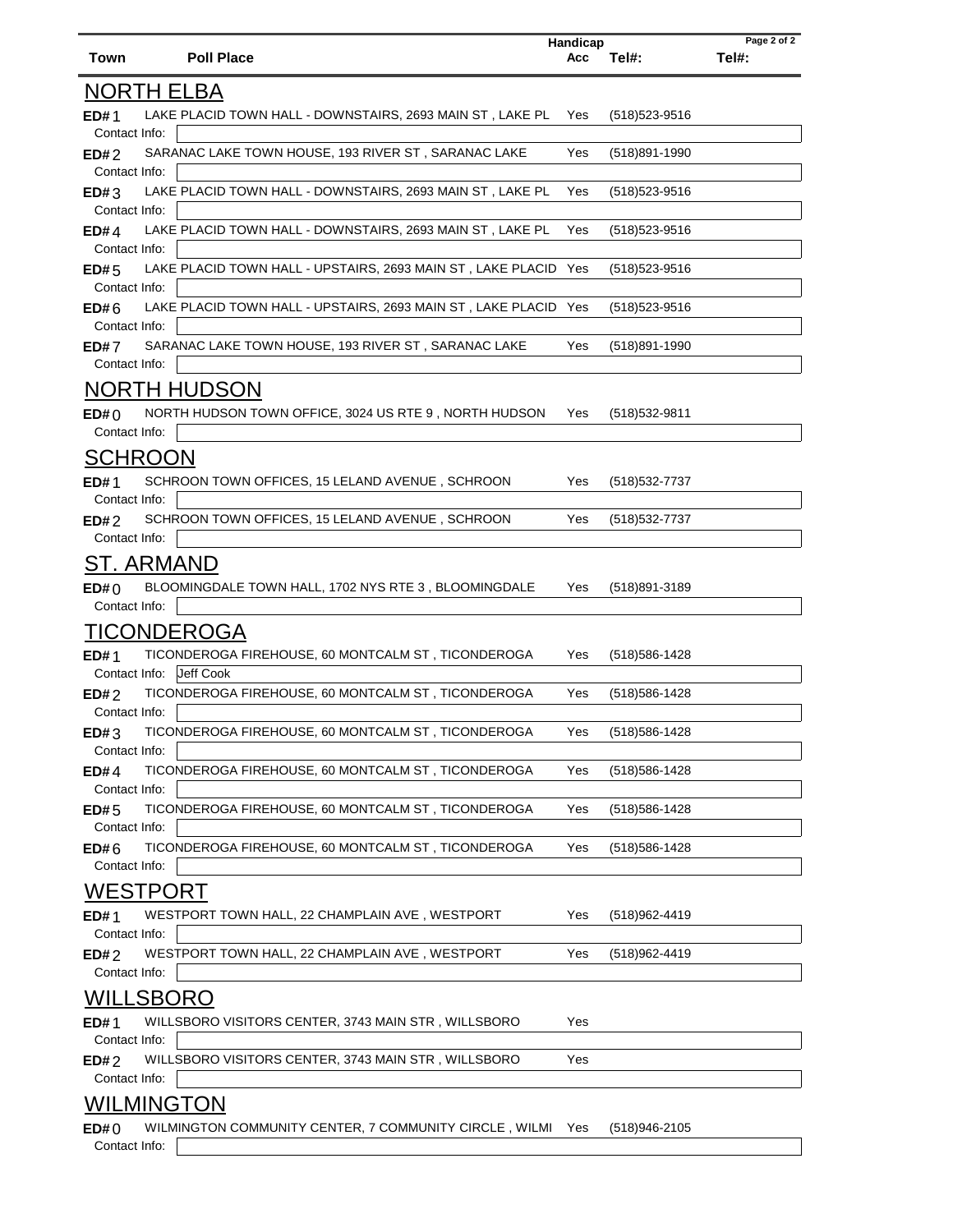| Town | Poll Place | Handicap Acc | Tel#: | Tel#: |
|---|---|---|---|---|

## NORTH ELBA

| | | | | |
|---|---|---|---|---|
| **ED#** 1 | LAKE PLACID TOWN HALL - DOWNSTAIRS, 2693 MAIN ST , LAKE PL | Yes | (518)523-9516 | |
| Contact Info: | | | | |
| **ED#** 2 | SARANAC LAKE TOWN HOUSE, 193 RIVER ST , SARANAC LAKE | Yes | (518)891-1990 | |
| Contact Info: | | | | |
| **ED#** 3 | LAKE PLACID TOWN HALL - DOWNSTAIRS, 2693 MAIN ST , LAKE PL | Yes | (518)523-9516 | |
| Contact Info: | | | | |
| **ED#** 4 | LAKE PLACID TOWN HALL - DOWNSTAIRS, 2693 MAIN ST , LAKE PL | Yes | (518)523-9516 | |
| Contact Info: | | | | |
| **ED#** 5 | LAKE PLACID TOWN HALL - UPSTAIRS, 2693 MAIN ST , LAKE PLACID | Yes | (518)523-9516 | |
| Contact Info: | | | | |
| **ED#** 6 | LAKE PLACID TOWN HALL - UPSTAIRS, 2693 MAIN ST , LAKE PLACID | Yes | (518)523-9516 | |
| Contact Info: | | | | |
| **ED#** 7 | SARANAC LAKE TOWN HOUSE, 193 RIVER ST , SARANAC LAKE | Yes | (518)891-1990 | |
| Contact Info: | | | | |

## NORTH HUDSON

| | | | | |
|---|---|---|---|---|
| **ED#** 0 | NORTH HUDSON TOWN OFFICE, 3024 US RTE 9 , NORTH HUDSON | Yes | (518)532-9811 | |
| Contact Info: | | | | |

## SCHROON

| | | | | |
|---|---|---|---|---|
| **ED#** 1 | SCHROON TOWN OFFICES, 15 LELAND AVENUE , SCHROON | Yes | (518)532-7737 | |
| Contact Info: | | | | |
| **ED#** 2 | SCHROON TOWN OFFICES, 15 LELAND AVENUE , SCHROON | Yes | (518)532-7737 | |
| Contact Info: | | | | |

## ST. ARMAND

| | | | | |
|---|---|---|---|---|
| **ED#** 0 | BLOOMINGDALE TOWN HALL, 1702 NYS RTE 3 , BLOOMINGDALE | Yes | (518)891-3189 | |
| Contact Info: | | | | |

## TICONDEROGA

| | | | | |
|---|---|---|---|---|
| **ED#** 1 | TICONDEROGA FIREHOUSE, 60 MONTCALM ST , TICONDEROGA | Yes | (518)586-1428 | |
| Contact Info: | Jeff Cook | | | |
| **ED#** 2 | TICONDEROGA FIREHOUSE, 60 MONTCALM ST , TICONDEROGA | Yes | (518)586-1428 | |
| Contact Info: | | | | |
| **ED#** 3 | TICONDEROGA FIREHOUSE, 60 MONTCALM ST , TICONDEROGA | Yes | (518)586-1428 | |
| Contact Info: | | | | |
| **ED#** 4 | TICONDEROGA FIREHOUSE, 60 MONTCALM ST , TICONDEROGA | Yes | (518)586-1428 | |
| Contact Info: | | | | |
| **ED#** 5 | TICONDEROGA FIREHOUSE, 60 MONTCALM ST , TICONDEROGA | Yes | (518)586-1428 | |
| Contact Info: | | | | |
| **ED#** 6 | TICONDEROGA FIREHOUSE, 60 MONTCALM ST , TICONDEROGA | Yes | (518)586-1428 | |
| Contact Info: | | | | |

## WESTPORT

| | | | | |
|---|---|---|---|---|
| **ED#** 1 | WESTPORT TOWN HALL, 22 CHAMPLAIN AVE , WESTPORT | Yes | (518)962-4419 | |
| Contact Info: | | | | |
| **ED#** 2 | WESTPORT TOWN HALL, 22 CHAMPLAIN AVE , WESTPORT | Yes | (518)962-4419 | |
| Contact Info: | | | | |

## WILLSBORO

| | | | | |
|---|---|---|---|---|
| **ED#** 1 | WILLSBORO VISITORS CENTER, 3743 MAIN STR , WILLSBORO | Yes | | |
| Contact Info: | | | | |
| **ED#** 2 | WILLSBORO VISITORS CENTER, 3743 MAIN STR , WILLSBORO | Yes | | |
| Contact Info: | | | | |

## WILMINGTON

| | | | | |
|---|---|---|---|---|
| **ED#** 0 | WILMINGTON COMMUNITY CENTER, 7 COMMUNITY CIRCLE , WILMI | Yes | (518)946-2105 | |
| Contact Info: | | | | |